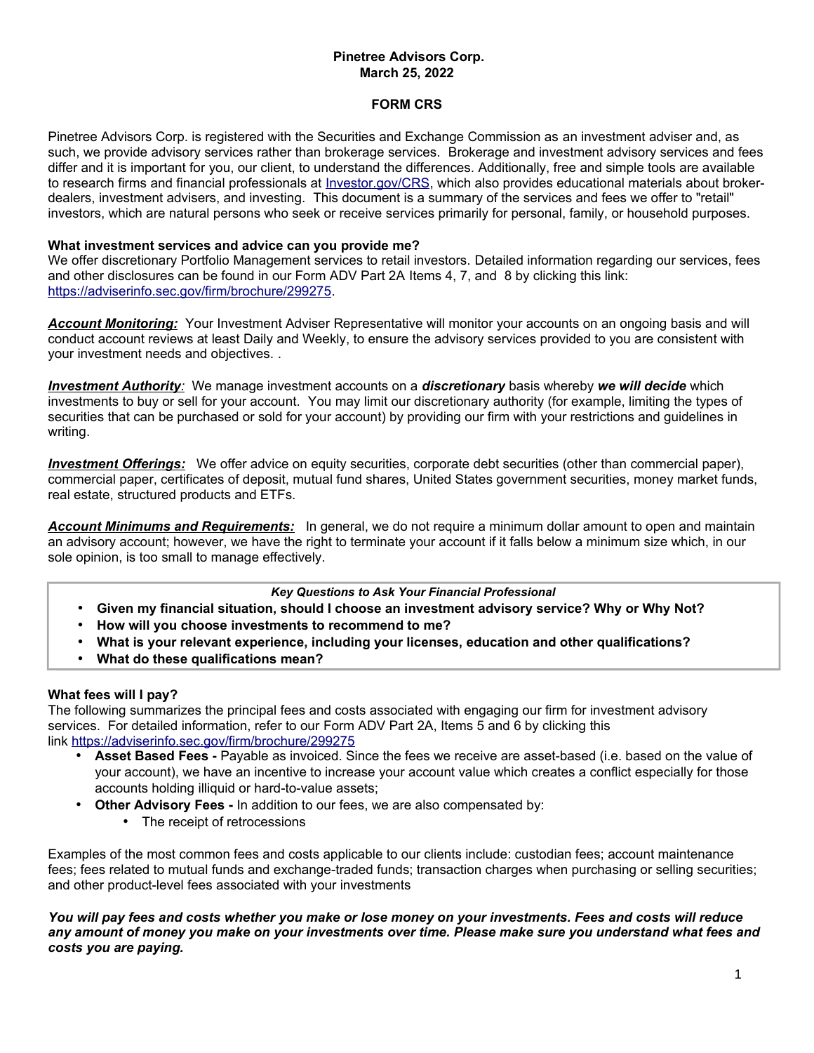**Pinetree Advisors Corp.**
**March 25, 2022**

# FORM CRS

Pinetree Advisors Corp. is registered with the Securities and Exchange Commission as an investment adviser and, as such, we provide advisory services rather than brokerage services. Brokerage and investment advisory services and fees differ and it is important for you, our client, to understand the differences. Additionally, free and simple tools are available to research firms and financial professionals at [Investor.gov/CRS](Investor.gov/CRS), which also provides educational materials about broker-dealers, investment advisers, and investing. This document is a summary of the services and fees we offer to "retail" investors, which are natural persons who seek or receive services primarily for personal, family, or household purposes.

## What investment services and advice can you provide me?

We offer discretionary Portfolio Management services to retail investors. Detailed information regarding our services, fees and other disclosures can be found in our Form ADV Part 2A Items 4, 7, and 8 by clicking this link: [https://adviserinfo.sec.gov/firm/brochure/299275](https://adviserinfo.sec.gov/firm/brochure/299275).

***Account Monitoring:*** Your Investment Adviser Representative will monitor your accounts on an ongoing basis and will conduct account reviews at least Daily and Weekly, to ensure the advisory services provided to you are consistent with your investment needs and objectives. .

***Investment Authority:*** We manage investment accounts on a ***discretionary*** basis whereby ***we will decide*** which investments to buy or sell for your account. You may limit our discretionary authority (for example, limiting the types of securities that can be purchased or sold for your account) by providing our firm with your restrictions and guidelines in writing.

***Investment Offerings:*** We offer advice on equity securities, corporate debt securities (other than commercial paper), commercial paper, certificates of deposit, mutual fund shares, United States government securities, money market funds, real estate, structured products and ETFs.

***Account Minimums and Requirements:*** In general, we do not require a minimum dollar amount to open and maintain an advisory account; however, we have the right to terminate your account if it falls below a minimum size which, in our sole opinion, is too small to manage effectively.

> ***Key Questions to Ask Your Financial Professional***
> - **Given my financial situation, should I choose an investment advisory service? Why or Why Not?**
> - **How will you choose investments to recommend to me?**
> - **What is your relevant experience, including your licenses, education and other qualifications?**
> - **What do these qualifications mean?**

## What fees will I pay?

The following summarizes the principal fees and costs associated with engaging our firm for investment advisory services. For detailed information, refer to our Form ADV Part 2A, Items 5 and 6 by clicking this link [https://adviserinfo.sec.gov/firm/brochure/299275](https://adviserinfo.sec.gov/firm/brochure/299275)

- **Asset Based Fees -** Payable as invoiced. Since the fees we receive are asset-based (i.e. based on the value of your account), we have an incentive to increase your account value which creates a conflict especially for those accounts holding illiquid or hard-to-value assets;
- **Other Advisory Fees -** In addition to our fees, we are also compensated by:
  - The receipt of retrocessions

Examples of the most common fees and costs applicable to our clients include: custodian fees; account maintenance fees; fees related to mutual funds and exchange-traded funds; transaction charges when purchasing or selling securities; and other product-level fees associated with your investments

***You will pay fees and costs whether you make or lose money on your investments. Fees and costs will reduce any amount of money you make on your investments over time. Please make sure you understand what fees and costs you are paying.***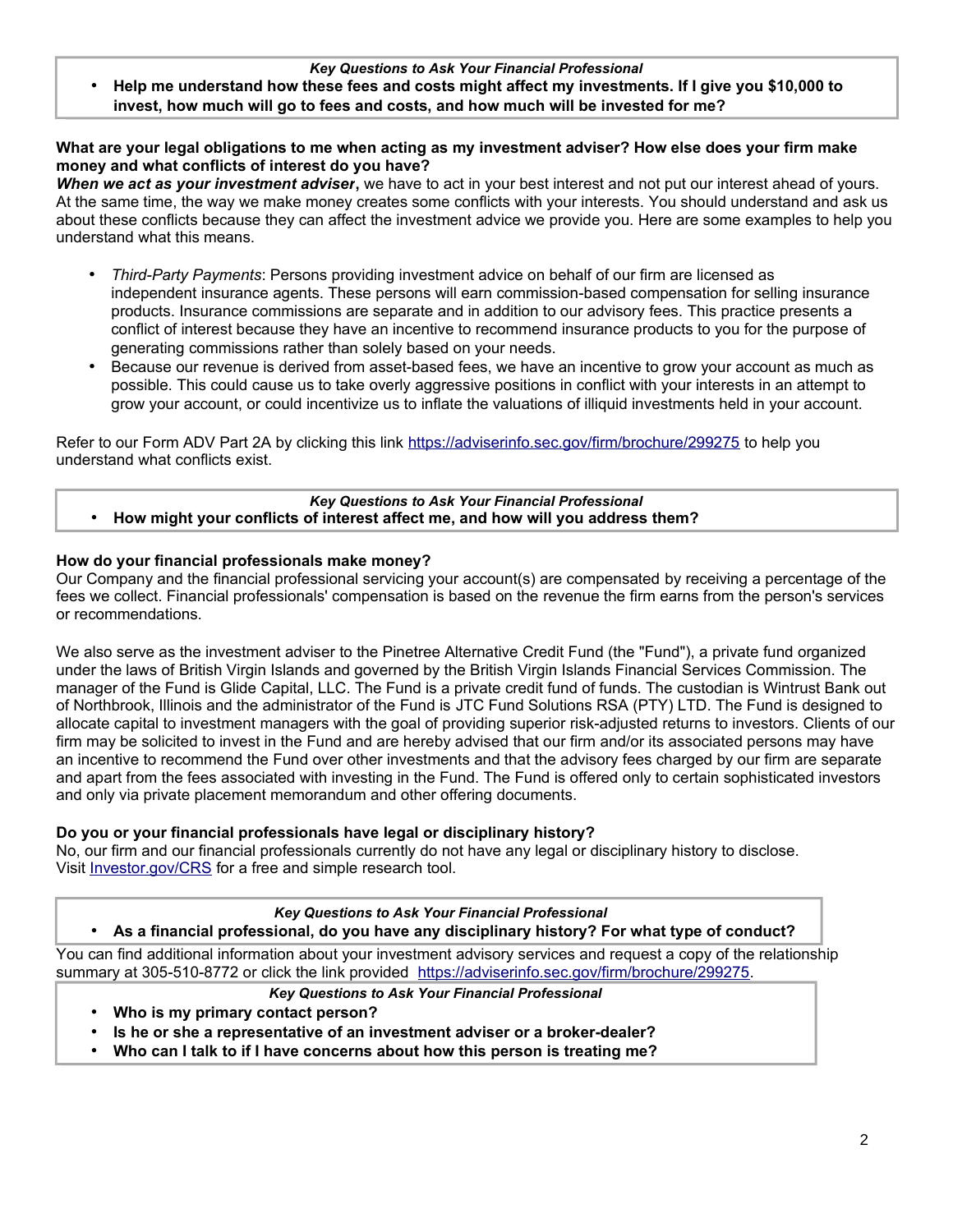*Key Questions to Ask Your Financial Professional*

- **Help me understand how these fees and costs might affect my investments. If I give you $10,000 to invest, how much will go to fees and costs, and how much will be invested for me?**

**What are your legal obligations to me when acting as my investment adviser? How else does your firm make money and what conflicts of interest do you have?**

***When we act as your investment adviser*,** we have to act in your best interest and not put our interest ahead of yours. At the same time, the way we make money creates some conflicts with your interests. You should understand and ask us about these conflicts because they can affect the investment advice we provide you. Here are some examples to help you understand what this means.

- *Third-Party Payments*: Persons providing investment advice on behalf of our firm are licensed as independent insurance agents. These persons will earn commission-based compensation for selling insurance products. Insurance commissions are separate and in addition to our advisory fees. This practice presents a conflict of interest because they have an incentive to recommend insurance products to you for the purpose of generating commissions rather than solely based on your needs.
- Because our revenue is derived from asset-based fees, we have an incentive to grow your account as much as possible. This could cause us to take overly aggressive positions in conflict with your interests in an attempt to grow your account, or could incentivize us to inflate the valuations of illiquid investments held in your account.

Refer to our Form ADV Part 2A by clicking this link https://adviserinfo.sec.gov/firm/brochure/299275 to help you understand what conflicts exist.

*Key Questions to Ask Your Financial Professional*

- **How might your conflicts of interest affect me, and how will you address them?**

**How do your financial professionals make money?**

Our Company and the financial professional servicing your account(s) are compensated by receiving a percentage of the fees we collect. Financial professionals' compensation is based on the revenue the firm earns from the person's services or recommendations.

We also serve as the investment adviser to the Pinetree Alternative Credit Fund (the "Fund"), a private fund organized under the laws of British Virgin Islands and governed by the British Virgin Islands Financial Services Commission. The manager of the Fund is Glide Capital, LLC. The Fund is a private credit fund of funds. The custodian is Wintrust Bank out of Northbrook, Illinois and the administrator of the Fund is JTC Fund Solutions RSA (PTY) LTD. The Fund is designed to allocate capital to investment managers with the goal of providing superior risk-adjusted returns to investors. Clients of our firm may be solicited to invest in the Fund and are hereby advised that our firm and/or its associated persons may have an incentive to recommend the Fund over other investments and that the advisory fees charged by our firm are separate and apart from the fees associated with investing in the Fund. The Fund is offered only to certain sophisticated investors and only via private placement memorandum and other offering documents.

**Do you or your financial professionals have legal or disciplinary history?**

No, our firm and our financial professionals currently do not have any legal or disciplinary history to disclose. Visit Investor.gov/CRS for a free and simple research tool.

*Key Questions to Ask Your Financial Professional*

- **As a financial professional, do you have any disciplinary history? For what type of conduct?**

You can find additional information about your investment advisory services and request a copy of the relationship summary at 305-510-8772 or click the link provided https://adviserinfo.sec.gov/firm/brochure/299275.

*Key Questions to Ask Your Financial Professional*

- **Who is my primary contact person?**
- **Is he or she a representative of an investment adviser or a broker-dealer?**
- **Who can I talk to if I have concerns about how this person is treating me?**